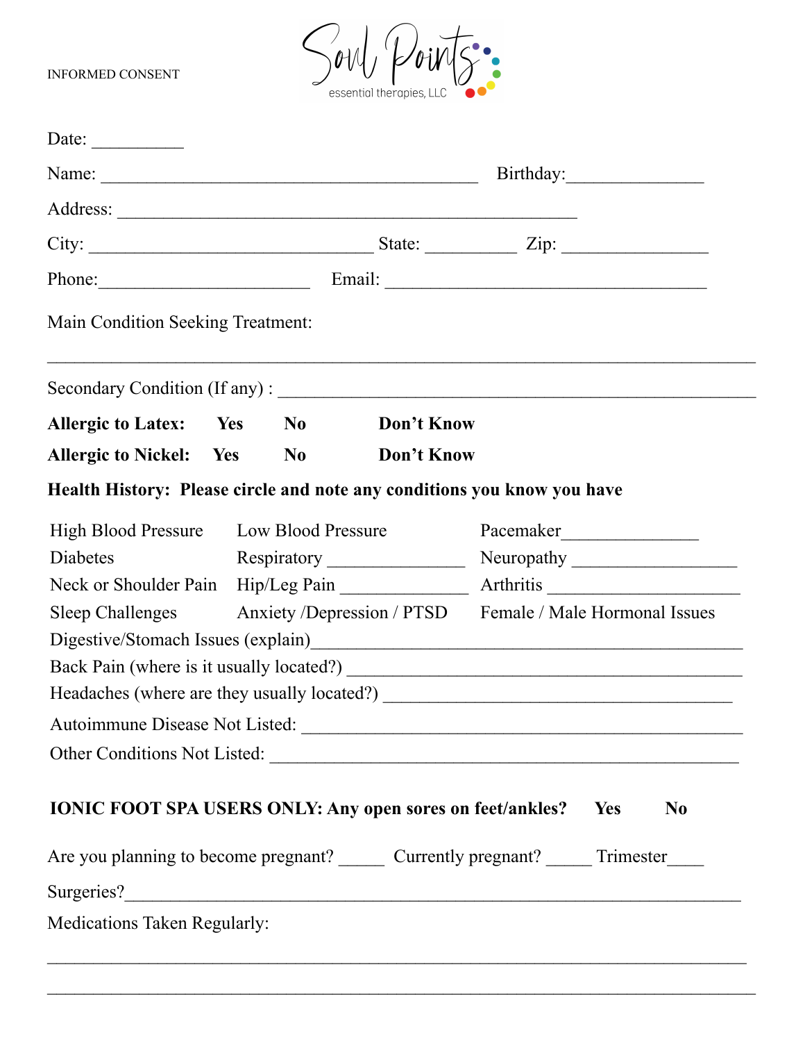INFORMED CONSENT

Soul Points essential therapies, LLC

Date: __________

Name: ________________________________________ Birthday: _______________

Address: __________________________________________________

City: ______________________________ State: __________ Zip: ________________

Phone: _______________________ Email: ___________________________________

Main Condition Seeking Treatment:

_____________________________________________________________________________

Secondary Condition (If any) : ___________________________________________________

**Allergic to Latex:** **Yes** **No** **Don't Know**

**Allergic to Nickel:** **Yes** **No** **Don't Know**

**Health History: Please circle and note any conditions you know you have**

| | | |
|---|---|---|
| High Blood Pressure | Low Blood Pressure | Pacemaker _______________ |
| Diabetes | Respiratory _______________ | Neuropathy __________________ |
| Neck or Shoulder Pain | Hip/Leg Pain ______________ | Arthritis _____________________ |
| Sleep Challenges | Anxiety /Depression / PTSD | Female / Male Hormonal Issues |

Digestive/Stomach Issues (explain) _______________________________________________

Back Pain (where is it usually located?) ____________________________________________

Headaches (where are they usually located?) ______________________________________

Autoimmune Disease Not Listed: _________________________________________________

Other Conditions Not Listed: ____________________________________________________

**IONIC FOOT SPA USERS ONLY: Any open sores on feet/ankles?** **Yes** **No**

Are you planning to become pregnant? _____ Currently pregnant? _____ Trimester ____

Surgeries? ____________________________________________________________________

Medications Taken Regularly:

_____________________________________________________________________________

_____________________________________________________________________________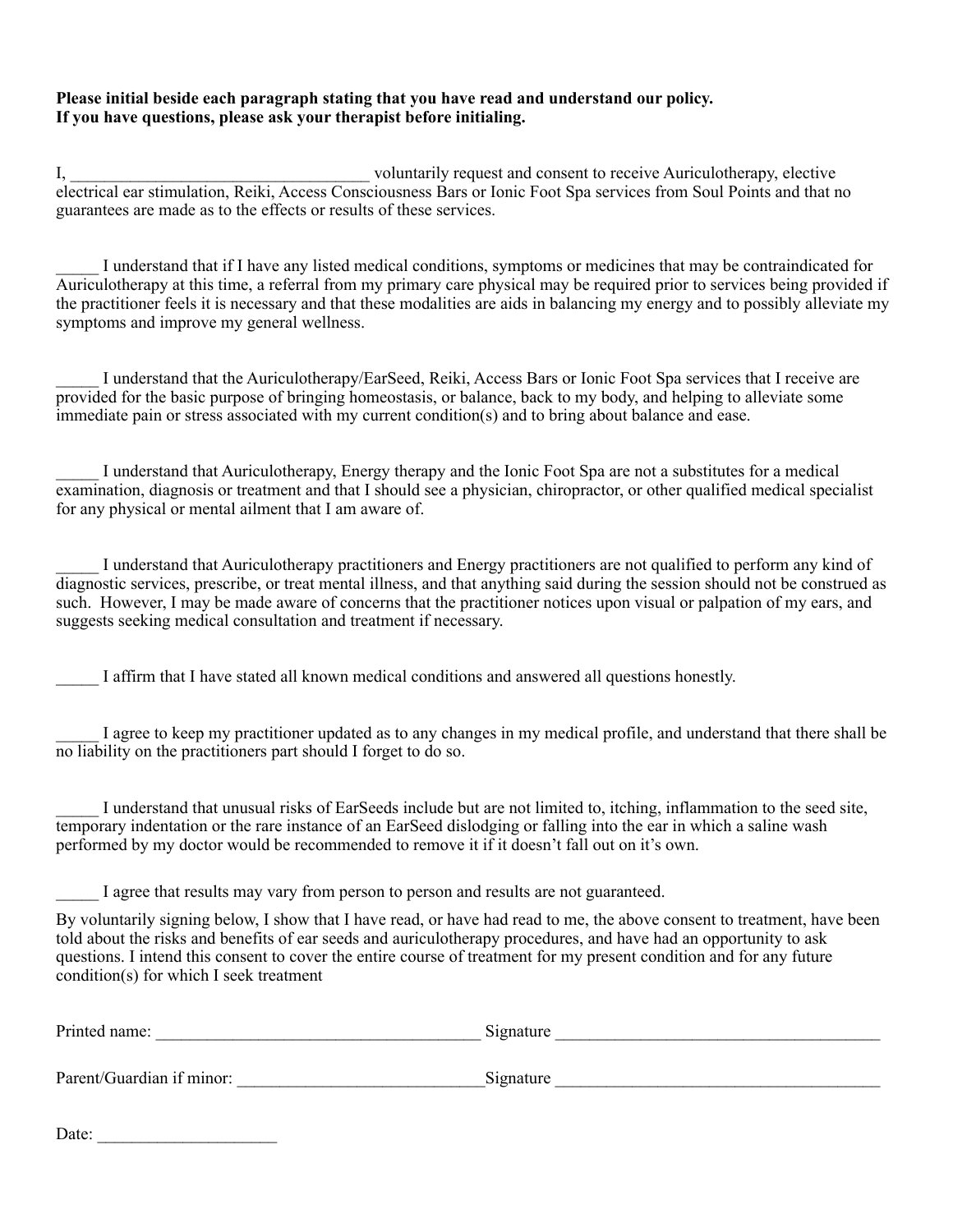**Please initial beside each paragraph stating that you have read and understand our policy.**
**If you have questions, please ask your therapist before initialing.**

I, ___________________________________ voluntarily request and consent to receive Auriculotherapy, elective electrical ear stimulation, Reiki, Access Consciousness Bars or Ionic Foot Spa services from Soul Points and that no guarantees are made as to the effects or results of these services.

_____ I understand that if I have any listed medical conditions, symptoms or medicines that may be contraindicated for Auriculotherapy at this time, a referral from my primary care physical may be required prior to services being provided if the practitioner feels it is necessary and that these modalities are aids in balancing my energy and to possibly alleviate my symptoms and improve my general wellness.

_____ I understand that the Auriculotherapy/EarSeed, Reiki, Access Bars or Ionic Foot Spa services that I receive are provided for the basic purpose of bringing homeostasis, or balance, back to my body, and helping to alleviate some immediate pain or stress associated with my current condition(s) and to bring about balance and ease.

_____ I understand that Auriculotherapy, Energy therapy and the Ionic Foot Spa are not a substitutes for a medical examination, diagnosis or treatment and that I should see a physician, chiropractor, or other qualified medical specialist for any physical or mental ailment that I am aware of.

_____ I understand that Auriculotherapy practitioners and Energy practitioners are not qualified to perform any kind of diagnostic services, prescribe, or treat mental illness, and that anything said during the session should not be construed as such. However, I may be made aware of concerns that the practitioner notices upon visual or palpation of my ears, and suggests seeking medical consultation and treatment if necessary.

_____ I affirm that I have stated all known medical conditions and answered all questions honestly.

_____ I agree to keep my practitioner updated as to any changes in my medical profile, and understand that there shall be no liability on the practitioners part should I forget to do so.

_____ I understand that unusual risks of EarSeeds include but are not limited to, itching, inflammation to the seed site, temporary indentation or the rare instance of an EarSeed dislodging or falling into the ear in which a saline wash performed by my doctor would be recommended to remove it if it doesn't fall out on it's own.

_____ I agree that results may vary from person to person and results are not guaranteed.

By voluntarily signing below, I show that I have read, or have had read to me, the above consent to treatment, have been told about the risks and benefits of ear seeds and auriculotherapy procedures, and have had an opportunity to ask questions. I intend this consent to cover the entire course of treatment for my present condition and for any future condition(s) for which I seek treatment

Printed name: ______________________________________ Signature ______________________________________

Parent/Guardian if minor: _____________________________Signature ______________________________________

Date: _____________________